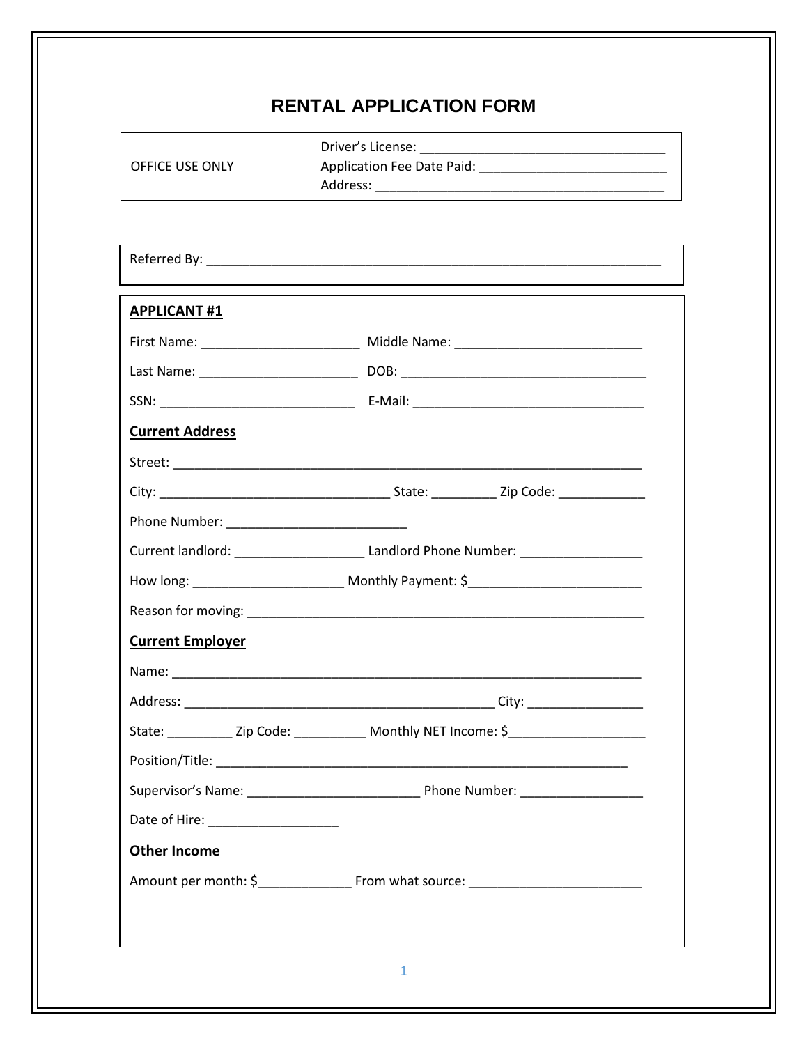# RENTAL APPLICATION FORM

OFFICE USE ONLY

Driver's License: ___________________________________
Application Fee Date Paid: __________________________
Address: _________________________________________

Referred By: _________________________________________________________________

**APPLICANT #1**

First Name: ______________________ Middle Name: __________________________

Last Name: ______________________ DOB: __________________________________

SSN: ___________________________ E-Mail: ________________________________

**Current Address**

Street: ____________________________________________________________________

City: ________________________________ State: _________ Zip Code: ____________

Phone Number: _________________________

Current landlord: __________________ Landlord Phone Number: _________________

How long: _____________________ Monthly Payment: $________________________

Reason for moving: _______________________________________________________

**Current Employer**

Name: ____________________________________________________________________

Address: ___________________________________________ City: ________________

State: _________ Zip Code: __________ Monthly NET Income: $___________________

Position/Title: _________________________________________________________

Supervisor's Name: ________________________ Phone Number: _________________

Date of Hire: __________________

**Other Income**

Amount per month: $_____________ From what source: ________________________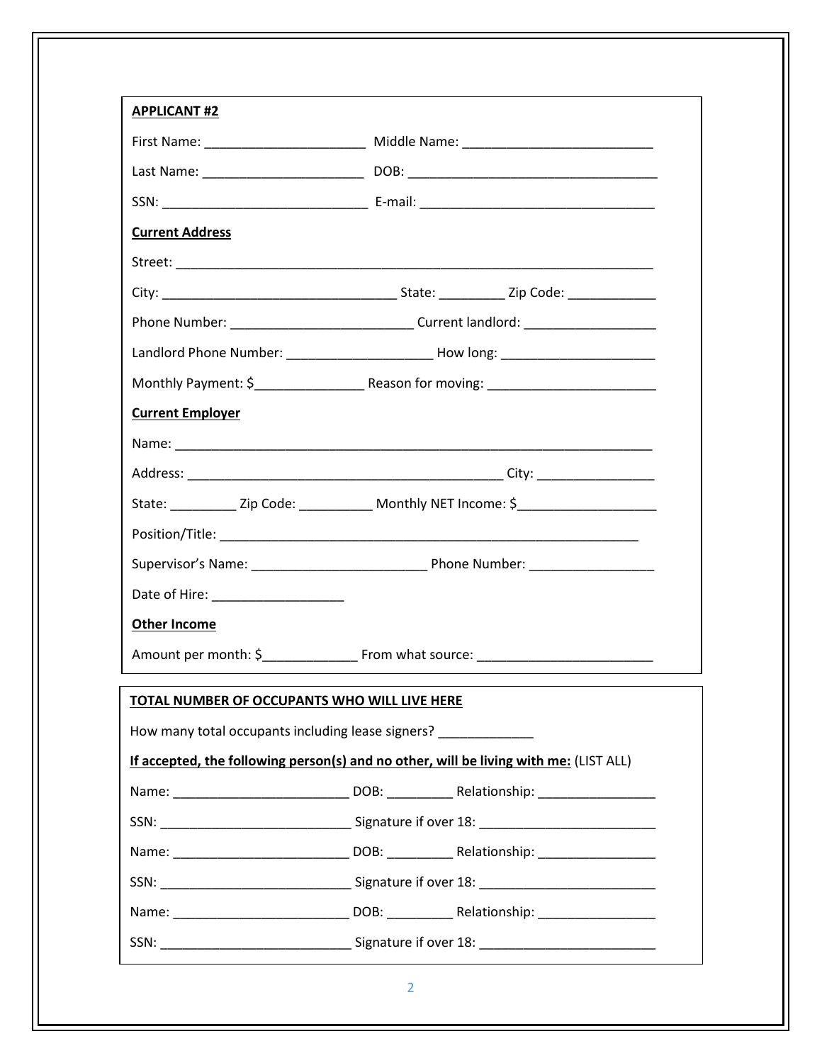**APPLICANT #2**

First Name: ______________________ Middle Name: __________________________

Last Name: ______________________ DOB: __________________________________

SSN: ____________________________ E-mail: ________________________________

**Current Address**

Street: __________________________________________________________________

City: ________________________________ State: _________ Zip Code: ____________

Phone Number: ________________________ Current landlord: __________________

Landlord Phone Number: ____________________ How long: _____________________

Monthly Payment: $_______________ Reason for moving: _______________________

**Current Employer**

Name: __________________________________________________________________

Address: ___________________________________________ City: ________________

State: _________ Zip Code: __________ Monthly NET Income: $___________________

Position/Title: ___________________________________________________________

Supervisor's Name: ________________________ Phone Number: _________________

Date of Hire: __________________

**Other Income**

Amount per month: $_____________ From what source: ________________________

**TOTAL NUMBER OF OCCUPANTS WHO WILL LIVE HERE**

How many total occupants including lease signers? _____________

**If accepted, the following person(s) and no other, will be living with me:** (LIST ALL)

Name: ________________________ DOB: _________ Relationship: ________________

SSN: __________________________ Signature if over 18: ________________________

Name: ________________________ DOB: _________ Relationship: ________________

SSN: __________________________ Signature if over 18: ________________________

Name: ________________________ DOB: _________ Relationship: ________________

SSN: __________________________ Signature if over 18: ________________________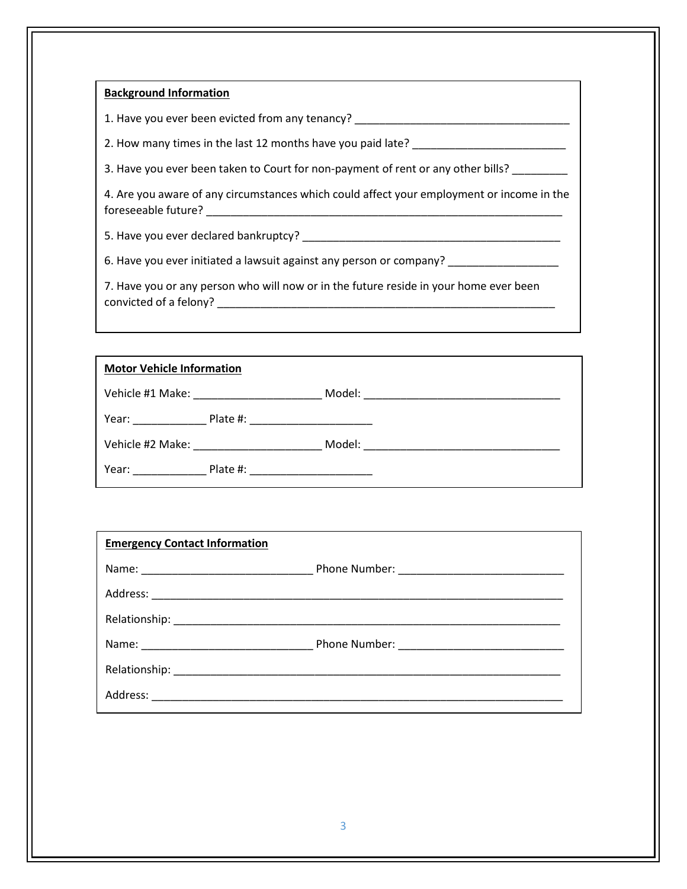**Background Information**

1. Have you ever been evicted from any tenancy? ___________________________________

2. How many times in the last 12 months have you paid late? _________________________

3. Have you ever been taken to Court for non-payment of rent or any other bills? _________

4. Are you aware of any circumstances which could affect your employment or income in the foreseeable future? ____________________________________________________________

5. Have you ever declared bankruptcy? ___________________________________________

6. Have you ever initiated a lawsuit against any person or company? __________________

7. Have you or any person who will now or in the future reside in your home ever been convicted of a felony? _________________________________________________________

**Motor Vehicle Information**

Vehicle #1 Make: _____________________ Model: ________________________________

Year: ____________ Plate #: ____________________

Vehicle #2 Make: _____________________ Model: ________________________________

Year: ____________ Plate #: ____________________

**Emergency Contact Information**

Name: ____________________________ Phone Number: ___________________________

Address: ___________________________________________________________________

Relationship: _______________________________________________________________

Name: ____________________________ Phone Number: ___________________________

Relationship: _______________________________________________________________

Address: ___________________________________________________________________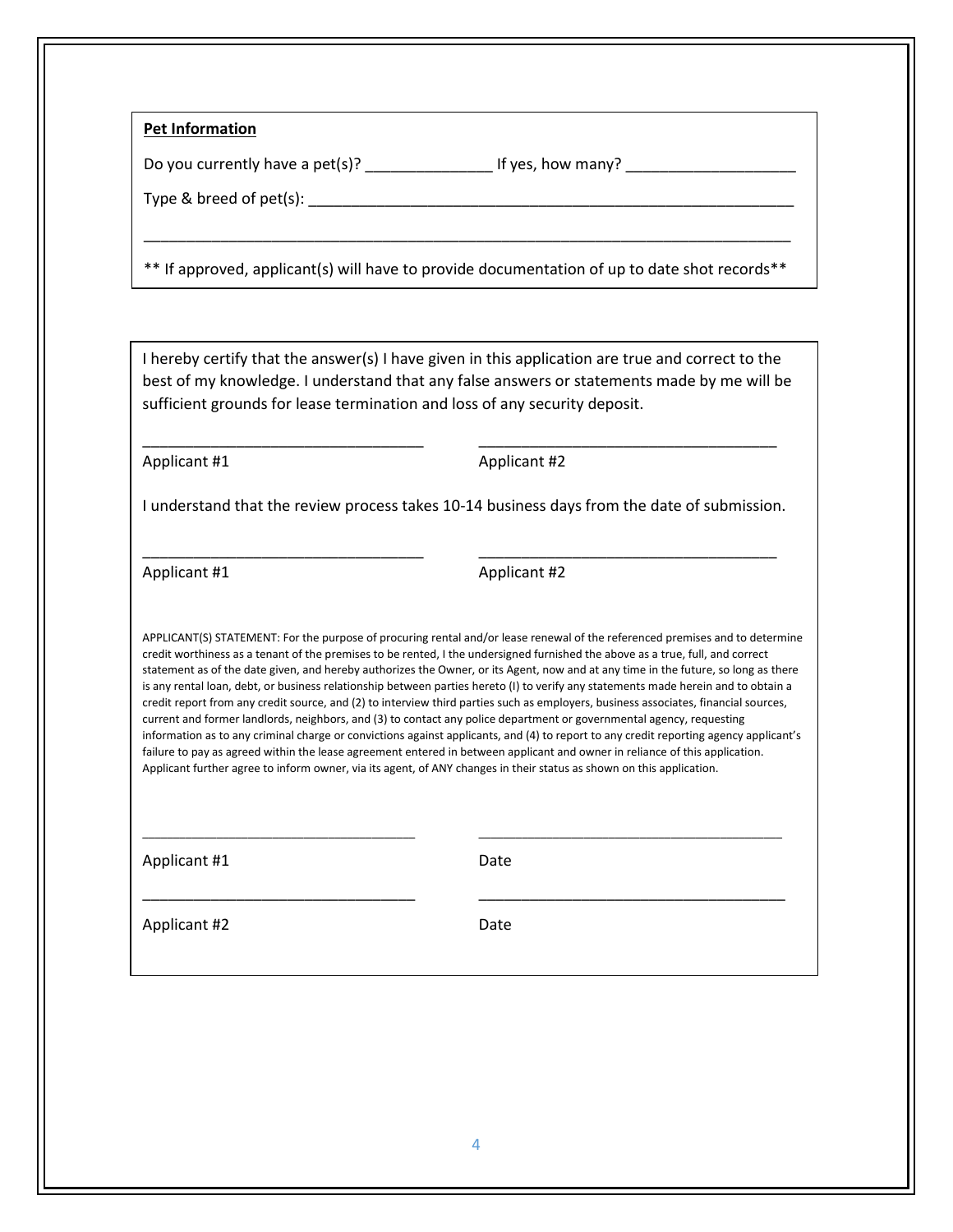**Pet Information**

Do you currently have a pet(s)? _______________ If yes, how many? ____________________

Type & breed of pet(s): ____________________________________________________________

________________________________________________________________________________

** If approved, applicant(s) will have to provide documentation of up to date shot records**

I hereby certify that the answer(s) I have given in this application are true and correct to the best of my knowledge. I understand that any false answers or statements made by me will be sufficient grounds for lease termination and loss of any security deposit.

_________________________________ _____________________________________

Applicant #1 Applicant #2

I understand that the review process takes 10-14 business days from the date of submission.

_________________________________ _____________________________________

Applicant #1 Applicant #2

APPLICANT(S) STATEMENT: For the purpose of procuring rental and/or lease renewal of the referenced premises and to determine credit worthiness as a tenant of the premises to be rented, I the undersigned furnished the above as a true, full, and correct statement as of the date given, and hereby authorizes the Owner, or its Agent, now and at any time in the future, so long as there is any rental loan, debt, or business relationship between parties hereto (I) to verify any statements made herein and to obtain a credit report from any credit source, and (2) to interview third parties such as employers, business associates, financial sources, current and former landlords, neighbors, and (3) to contact any police department or governmental agency, requesting information as to any criminal charge or convictions against applicants, and (4) to report to any credit reporting agency applicant's failure to pay as agreed within the lease agreement entered in between applicant and owner in reliance of this application. Applicant further agree to inform owner, via its agent, of ANY changes in their status as shown on this application.

_________________________________ _____________________________________

Applicant #1 Date

_________________________________ _____________________________________

Applicant #2 Date